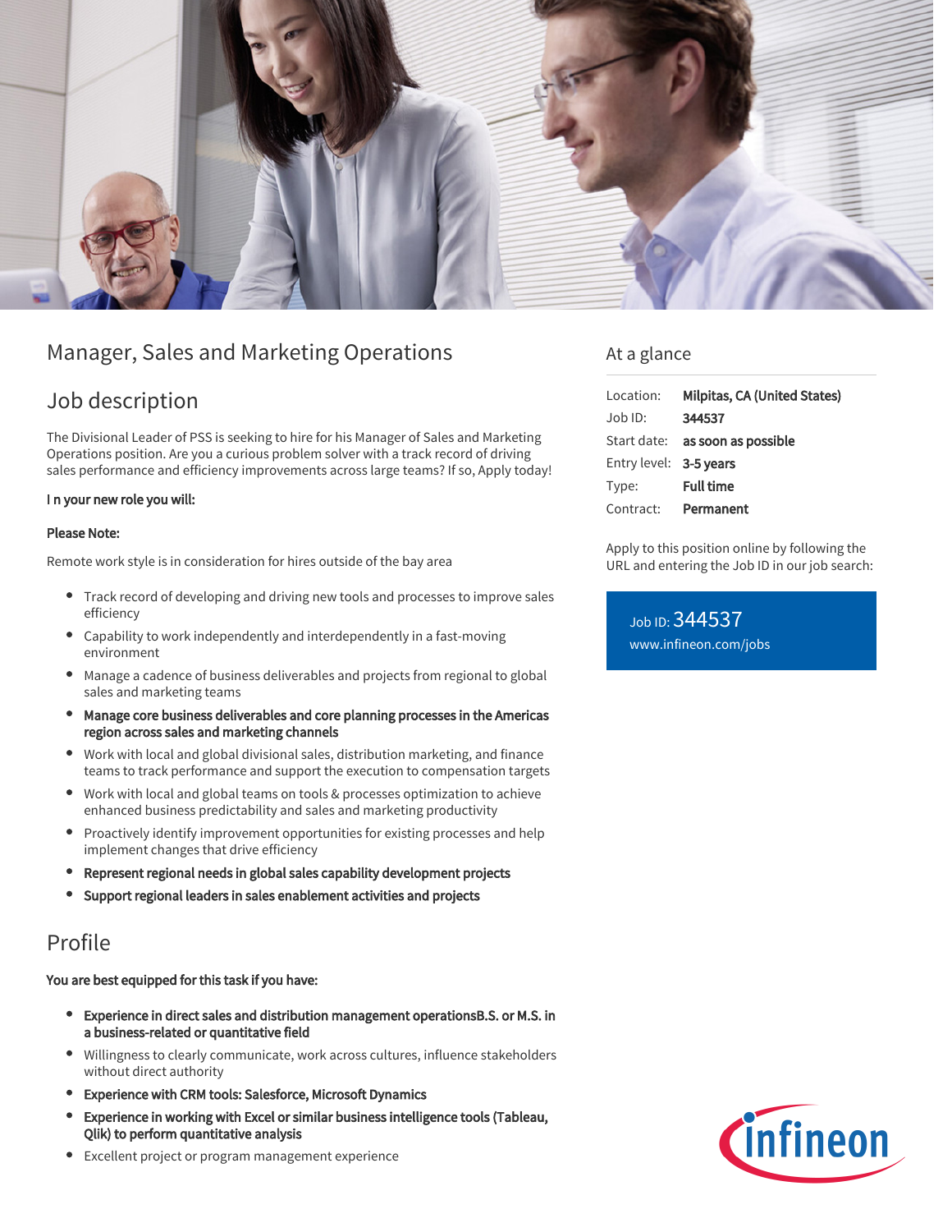# Manager, Sales and Marketing Operations

## Job description

The Divisional Leader of PSS is seeking to hire for his Manager of Sales and Marketing Operations position. Are you a curious problem solver with a track record of driving sales performance and efficiency improvements across large teams? If so, Apply today!

**I n your new role you will:**

**Please Note:**

Remote work style is in consideration for hires outside of the bay area

- Track record of developing and driving new tools and processes to improve sales efficiency
- Capability to work independently and interdependently in a fast-moving environment
- Manage a cadence of business deliverables and projects from regional to global sales and marketing teams
- **Manage core business deliverables and core planning processes in the Americas region across sales and marketing channels**
- Work with local and global divisional sales, distribution marketing, and finance teams to track performance and support the execution to compensation targets
- Work with local and global teams on tools & processes optimization to achieve enhanced business predictability and sales and marketing productivity
- Proactively identify improvement opportunities for existing processes and help implement changes that drive efficiency
- **Represent regional needs in global sales capability development projects**
- **Support regional leaders in sales enablement activities and projects**

## Profile

**You are best equipped for this task if you have:**

- **Experience in direct sales and distribution management operationsB.S. or M.S. in a business-related or quantitative field**
- Willingness to clearly communicate, work across cultures, influence stakeholders without direct authority
- **Experience with CRM tools: Salesforce, Microsoft Dynamics**
- **Experience in working with Excel or similar business intelligence tools (Tableau, Qlik) to perform quantitative analysis**
- Excellent project or program management experience

## At a glance

| | |
|---|---|
| Location: | **Milpitas, CA (United States)** |
| Job ID: | **344537** |
| Start date: | **as soon as possible** |
| Entry level: | **3-5 years** |
| Type: | **Full time** |
| Contract: | **Permanent** |

Apply to this position online by following the URL and entering the Job ID in our job search:

Job ID: 344537
www.infineon.com/jobs

Infineon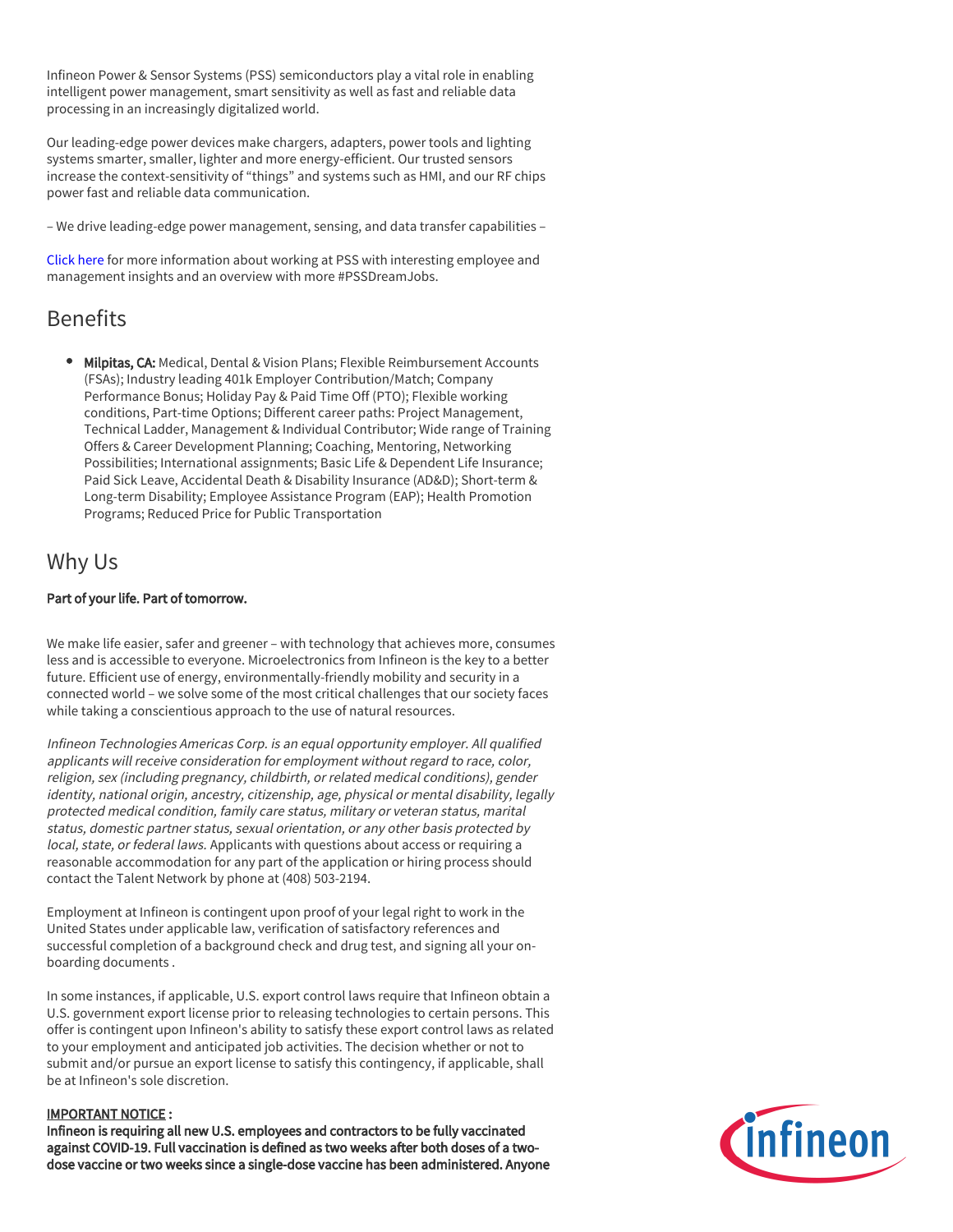Infineon Power & Sensor Systems (PSS) semiconductors play a vital role in enabling intelligent power management, smart sensitivity as well as fast and reliable data processing in an increasingly digitalized world.

Our leading-edge power devices make chargers, adapters, power tools and lighting systems smarter, smaller, lighter and more energy-efficient. Our trusted sensors increase the context-sensitivity of "things" and systems such as HMI, and our RF chips power fast and reliable data communication.

– We drive leading-edge power management, sensing, and data transfer capabilities –

Click here for more information about working at PSS with interesting employee and management insights and an overview with more #PSSDreamJobs.

## Benefits

- **Milpitas, CA:** Medical, Dental & Vision Plans; Flexible Reimbursement Accounts (FSAs); Industry leading 401k Employer Contribution/Match; Company Performance Bonus; Holiday Pay & Paid Time Off (PTO); Flexible working conditions, Part-time Options; Different career paths: Project Management, Technical Ladder, Management & Individual Contributor; Wide range of Training Offers & Career Development Planning; Coaching, Mentoring, Networking Possibilities; International assignments; Basic Life & Dependent Life Insurance; Paid Sick Leave, Accidental Death & Disability Insurance (AD&D); Short-term & Long-term Disability; Employee Assistance Program (EAP); Health Promotion Programs; Reduced Price for Public Transportation

## Why Us

**Part of your life. Part of tomorrow.**

We make life easier, safer and greener – with technology that achieves more, consumes less and is accessible to everyone. Microelectronics from Infineon is the key to a better future. Efficient use of energy, environmentally-friendly mobility and security in a connected world – we solve some of the most critical challenges that our society faces while taking a conscientious approach to the use of natural resources.

*Infineon Technologies Americas Corp. is an equal opportunity employer. All qualified applicants will receive consideration for employment without regard to race, color, religion, sex (including pregnancy, childbirth, or related medical conditions), gender identity, national origin, ancestry, citizenship, age, physical or mental disability, legally protected medical condition, family care status, military or veteran status, marital status, domestic partner status, sexual orientation, or any other basis protected by local, state, or federal laws.* Applicants with questions about access or requiring a reasonable accommodation for any part of the application or hiring process should contact the Talent Network by phone at (408) 503-2194.

Employment at Infineon is contingent upon proof of your legal right to work in the United States under applicable law, verification of satisfactory references and successful completion of a background check and drug test, and signing all your on-boarding documents .

In some instances, if applicable, U.S. export control laws require that Infineon obtain a U.S. government export license prior to releasing technologies to certain persons. This offer is contingent upon Infineon's ability to satisfy these export control laws as related to your employment and anticipated job activities. The decision whether or not to submit and/or pursue an export license to satisfy this contingency, if applicable, shall be at Infineon's sole discretion.

**IMPORTANT NOTICE :**
**Infineon is requiring all new U.S. employees and contractors to be fully vaccinated against COVID-19. Full vaccination is defined as two weeks after both doses of a two-dose vaccine or two weeks since a single-dose vaccine has been administered. Anyone**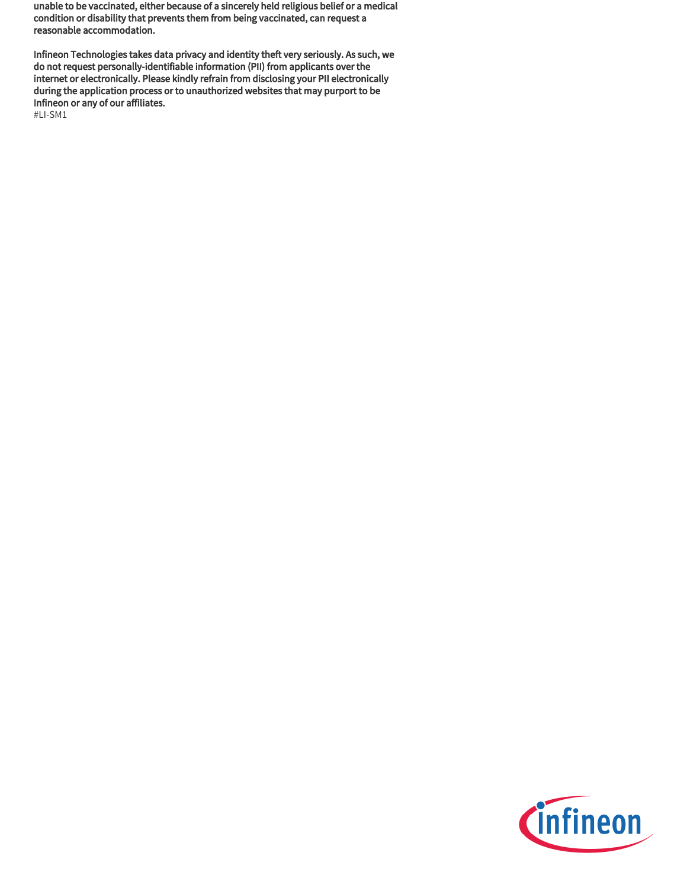unable to be vaccinated, either because of a sincerely held religious belief or a medical condition or disability that prevents them from being vaccinated, can request a reasonable accommodation.

Infineon Technologies takes data privacy and identity theft very seriously. As such, we do not request personally-identifiable information (PII) from applicants over the internet or electronically. Please kindly refrain from disclosing your PII electronically during the application process or to unauthorized websites that may purport to be Infineon or any of our affiliates.
#LI-SM1